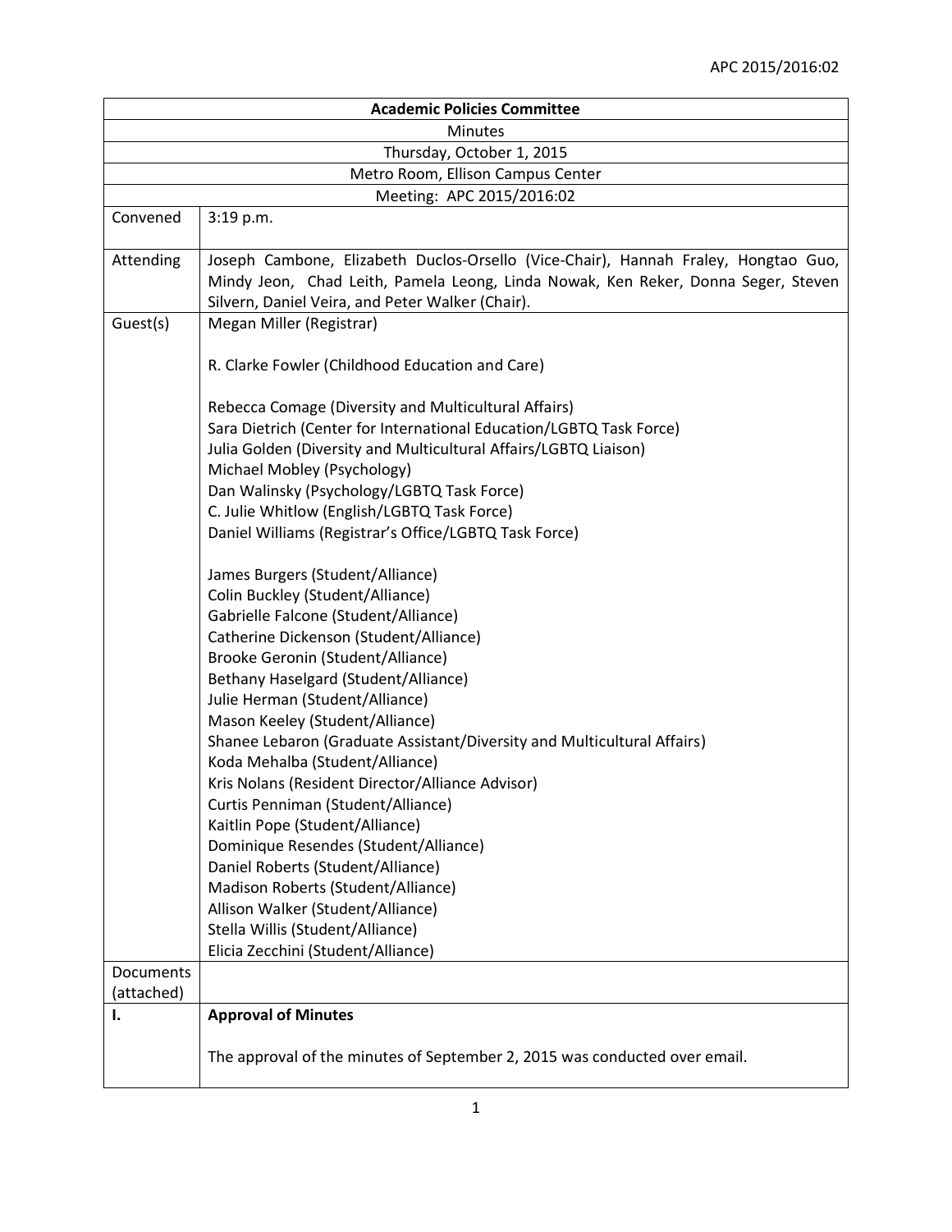APC 2015/2016:02

| **Academic Policies Committee** | |
|---|---|
| Minutes | |
| Thursday, October 1, 2015 | |
| Metro Room, Ellison Campus Center | |
| Meeting: APC 2015/2016:02 | |
| Convened | 3:19 p.m. |
| Attending | Joseph Cambone, Elizabeth Duclos-Orsello (Vice-Chair), Hannah Fraley, Hongtao Guo, Mindy Jeon, Chad Leith, Pamela Leong, Linda Nowak, Ken Reker, Donna Seger, Steven Silvern, Daniel Veira, and Peter Walker (Chair). |
| Guest(s) | Megan Miller (Registrar)<br><br>R. Clarke Fowler (Childhood Education and Care)<br><br>Rebecca Comage (Diversity and Multicultural Affairs)<br>Sara Dietrich (Center for International Education/LGBTQ Task Force)<br>Julia Golden (Diversity and Multicultural Affairs/LGBTQ Liaison)<br>Michael Mobley (Psychology)<br>Dan Walinsky (Psychology/LGBTQ Task Force)<br>C. Julie Whitlow (English/LGBTQ Task Force)<br>Daniel Williams (Registrar's Office/LGBTQ Task Force)<br><br>James Burgers (Student/Alliance)<br>Colin Buckley (Student/Alliance)<br>Gabrielle Falcone (Student/Alliance)<br>Catherine Dickenson (Student/Alliance)<br>Brooke Geronin (Student/Alliance)<br>Bethany Haselgard (Student/Alliance)<br>Julie Herman (Student/Alliance)<br>Mason Keeley (Student/Alliance)<br>Shanee Lebaron (Graduate Assistant/Diversity and Multicultural Affairs)<br>Koda Mehalba (Student/Alliance)<br>Kris Nolans (Resident Director/Alliance Advisor)<br>Curtis Penniman (Student/Alliance)<br>Kaitlin Pope (Student/Alliance)<br>Dominique Resendes (Student/Alliance)<br>Daniel Roberts (Student/Alliance)<br>Madison Roberts (Student/Alliance)<br>Allison Walker (Student/Alliance)<br>Stella Willis (Student/Alliance)<br>Elicia Zecchini (Student/Alliance) |
| Documents (attached) | |
| **I.** | **Approval of Minutes**<br><br>The approval of the minutes of September 2, 2015 was conducted over email. |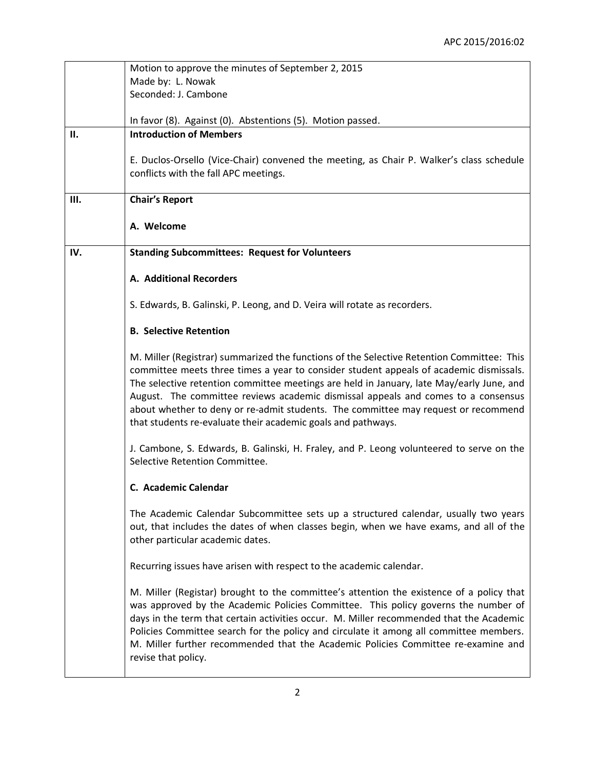| | |
|---|---|
| | Motion to approve the minutes of September 2, 2015<br>Made by: L. Nowak<br>Seconded: J. Cambone<br><br>In favor (8). Against (0). Abstentions (5). Motion passed. |
| **II.** | **Introduction of Members**<br><br>E. Duclos-Orsello (Vice-Chair) convened the meeting, as Chair P. Walker's class schedule conflicts with the fall APC meetings. |
| **III.** | **Chair's Report**<br><br>**A. Welcome** |
| **IV.** | **Standing Subcommittees: Request for Volunteers**<br><br>**A. Additional Recorders**<br><br>S. Edwards, B. Galinski, P. Leong, and D. Veira will rotate as recorders.<br><br>**B. Selective Retention**<br><br>M. Miller (Registrar) summarized the functions of the Selective Retention Committee: This committee meets three times a year to consider student appeals of academic dismissals. The selective retention committee meetings are held in January, late May/early June, and August. The committee reviews academic dismissal appeals and comes to a consensus about whether to deny or re-admit students. The committee may request or recommend that students re-evaluate their academic goals and pathways.<br><br>J. Cambone, S. Edwards, B. Galinski, H. Fraley, and P. Leong volunteered to serve on the Selective Retention Committee.<br><br>**C. Academic Calendar**<br><br>The Academic Calendar Subcommittee sets up a structured calendar, usually two years out, that includes the dates of when classes begin, when we have exams, and all of the other particular academic dates.<br><br>Recurring issues have arisen with respect to the academic calendar.<br><br>M. Miller (Registar) brought to the committee's attention the existence of a policy that was approved by the Academic Policies Committee. This policy governs the number of days in the term that certain activities occur. M. Miller recommended that the Academic Policies Committee search for the policy and circulate it among all committee members. M. Miller further recommended that the Academic Policies Committee re-examine and revise that policy. |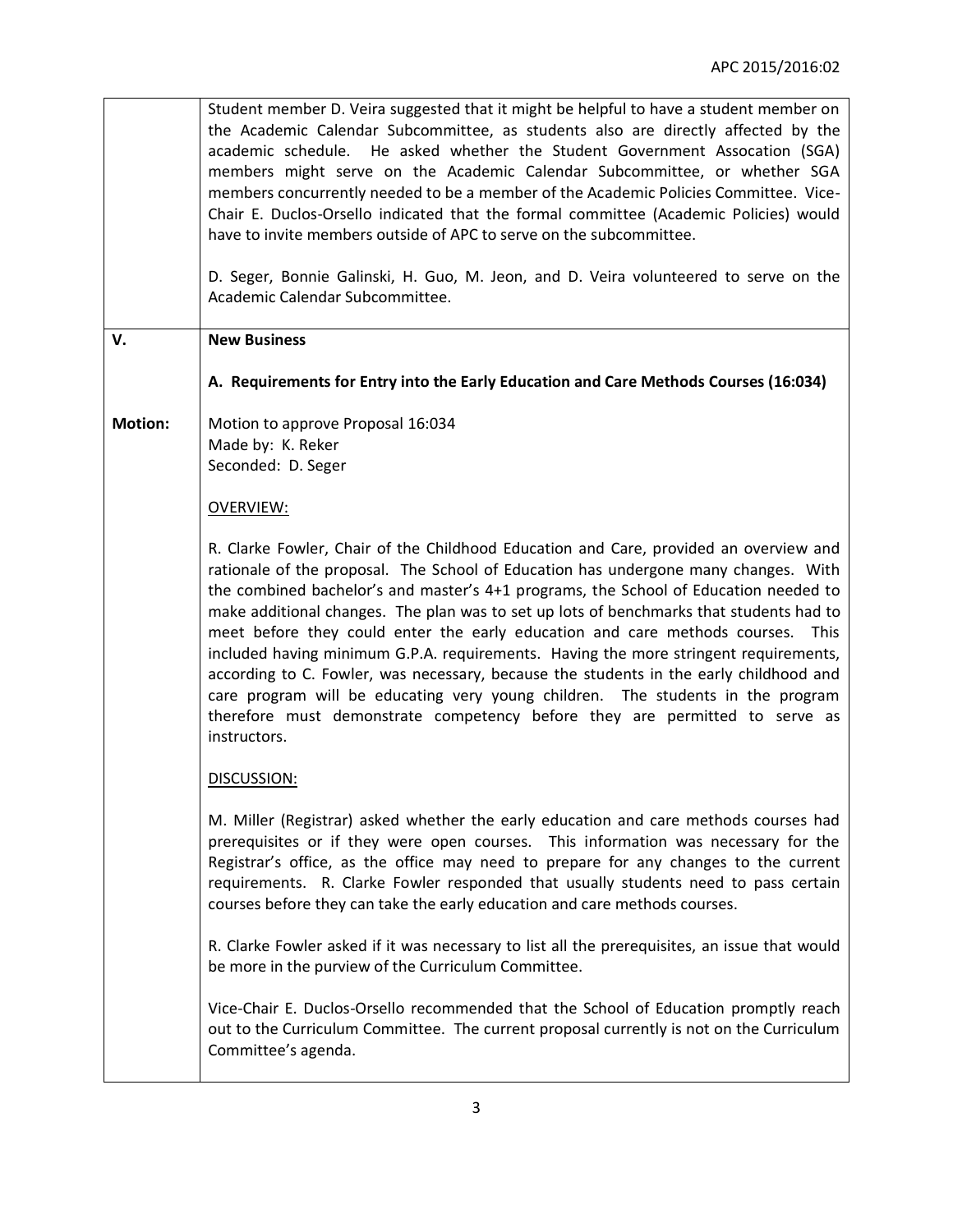| | |
|---|---|
| | Student member D. Veira suggested that it might be helpful to have a student member on the Academic Calendar Subcommittee, as students also are directly affected by the academic schedule. He asked whether the Student Government Assocation (SGA) members might serve on the Academic Calendar Subcommittee, or whether SGA members concurrently needed to be a member of the Academic Policies Committee. Vice-Chair E. Duclos-Orsello indicated that the formal committee (Academic Policies) would have to invite members outside of APC to serve on the subcommittee.<br><br>D. Seger, Bonnie Galinski, H. Guo, M. Jeon, and D. Veira volunteered to serve on the Academic Calendar Subcommittee. |
| **V.** | **New Business**<br><br>**A. Requirements for Entry into the Early Education and Care Methods Courses (16:034)** |
| **Motion:** | Motion to approve Proposal 16:034<br>Made by: K. Reker<br>Seconded: D. Seger<br><br>OVERVIEW:<br><br>R. Clarke Fowler, Chair of the Childhood Education and Care, provided an overview and rationale of the proposal. The School of Education has undergone many changes. With the combined bachelor's and master's 4+1 programs, the School of Education needed to make additional changes. The plan was to set up lots of benchmarks that students had to meet before they could enter the early education and care methods courses. This included having minimum G.P.A. requirements. Having the more stringent requirements, according to C. Fowler, was necessary, because the students in the early childhood and care program will be educating very young children. The students in the program therefore must demonstrate competency before they are permitted to serve as instructors.<br><br>DISCUSSION:<br><br>M. Miller (Registrar) asked whether the early education and care methods courses had prerequisites or if they were open courses. This information was necessary for the Registrar's office, as the office may need to prepare for any changes to the current requirements. R. Clarke Fowler responded that usually students need to pass certain courses before they can take the early education and care methods courses.<br><br>R. Clarke Fowler asked if it was necessary to list all the prerequisites, an issue that would be more in the purview of the Curriculum Committee.<br><br>Vice-Chair E. Duclos-Orsello recommended that the School of Education promptly reach out to the Curriculum Committee. The current proposal currently is not on the Curriculum Committee's agenda. |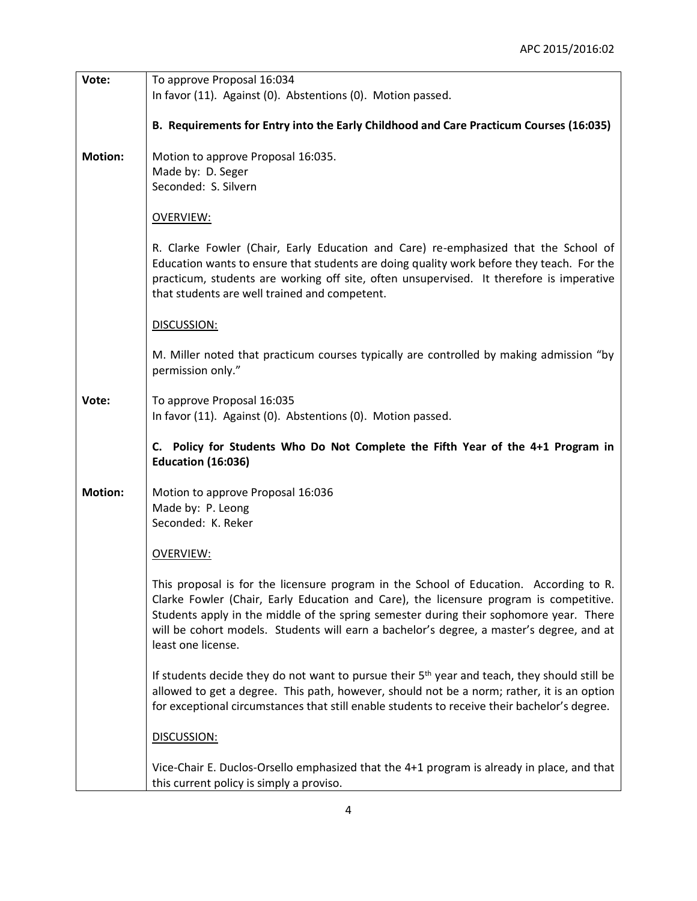| | |
|---|---|
| **Vote:** | To approve Proposal 16:034<br>In favor (11). Against (0). Abstentions (0). Motion passed. |
| | **B. Requirements for Entry into the Early Childhood and Care Practicum Courses (16:035)** |
| **Motion:** | Motion to approve Proposal 16:035.<br>Made by: D. Seger<br>Seconded: S. Silvern |
| | OVERVIEW: |
| | R. Clarke Fowler (Chair, Early Education and Care) re-emphasized that the School of Education wants to ensure that students are doing quality work before they teach. For the practicum, students are working off site, often unsupervised. It therefore is imperative that students are well trained and competent. |
| | DISCUSSION: |
| | M. Miller noted that practicum courses typically are controlled by making admission "by permission only." |
| **Vote:** | To approve Proposal 16:035<br>In favor (11). Against (0). Abstentions (0). Motion passed. |
| | **C. Policy for Students Who Do Not Complete the Fifth Year of the 4+1 Program in Education (16:036)** |
| **Motion:** | Motion to approve Proposal 16:036<br>Made by: P. Leong<br>Seconded: K. Reker |
| | OVERVIEW: |
| | This proposal is for the licensure program in the School of Education. According to R. Clarke Fowler (Chair, Early Education and Care), the licensure program is competitive. Students apply in the middle of the spring semester during their sophomore year. There will be cohort models. Students will earn a bachelor's degree, a master's degree, and at least one license. |
| | If students decide they do not want to pursue their 5th year and teach, they should still be allowed to get a degree. This path, however, should not be a norm; rather, it is an option for exceptional circumstances that still enable students to receive their bachelor's degree. |
| | DISCUSSION: |
| | Vice-Chair E. Duclos-Orsello emphasized that the 4+1 program is already in place, and that this current policy is simply a proviso. |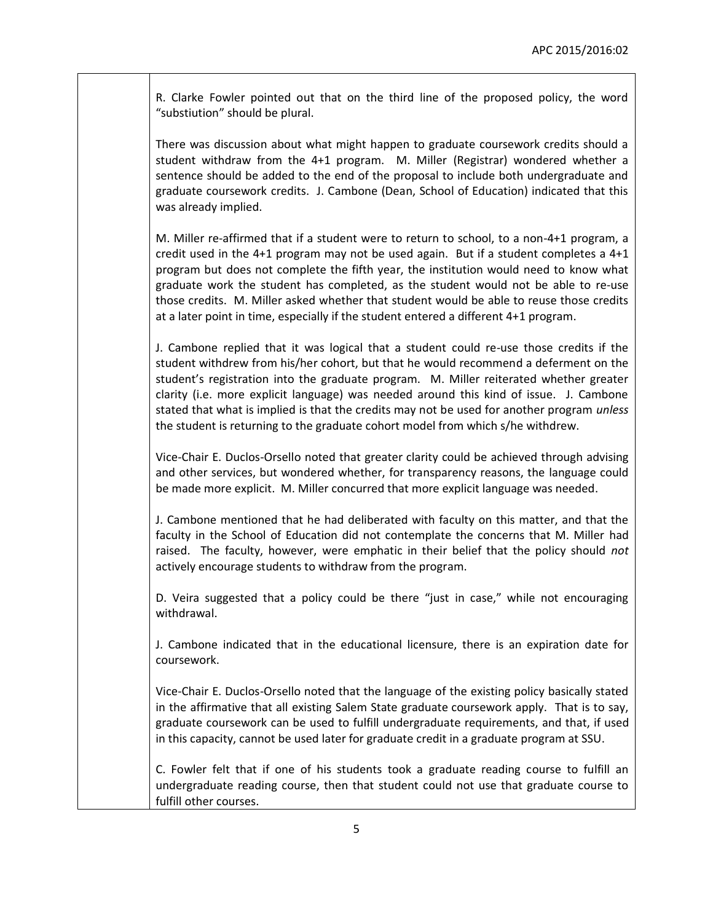R. Clarke Fowler pointed out that on the third line of the proposed policy, the word "substiution" should be plural.

There was discussion about what might happen to graduate coursework credits should a student withdraw from the 4+1 program. M. Miller (Registrar) wondered whether a sentence should be added to the end of the proposal to include both undergraduate and graduate coursework credits. J. Cambone (Dean, School of Education) indicated that this was already implied.

M. Miller re-affirmed that if a student were to return to school, to a non-4+1 program, a credit used in the 4+1 program may not be used again. But if a student completes a 4+1 program but does not complete the fifth year, the institution would need to know what graduate work the student has completed, as the student would not be able to re-use those credits. M. Miller asked whether that student would be able to reuse those credits at a later point in time, especially if the student entered a different 4+1 program.

J. Cambone replied that it was logical that a student could re-use those credits if the student withdrew from his/her cohort, but that he would recommend a deferment on the student's registration into the graduate program. M. Miller reiterated whether greater clarity (i.e. more explicit language) was needed around this kind of issue. J. Cambone stated that what is implied is that the credits may not be used for another program *unless* the student is returning to the graduate cohort model from which s/he withdrew.

Vice-Chair E. Duclos-Orsello noted that greater clarity could be achieved through advising and other services, but wondered whether, for transparency reasons, the language could be made more explicit. M. Miller concurred that more explicit language was needed.

J. Cambone mentioned that he had deliberated with faculty on this matter, and that the faculty in the School of Education did not contemplate the concerns that M. Miller had raised. The faculty, however, were emphatic in their belief that the policy should *not* actively encourage students to withdraw from the program.

D. Veira suggested that a policy could be there "just in case," while not encouraging withdrawal.

J. Cambone indicated that in the educational licensure, there is an expiration date for coursework.

Vice-Chair E. Duclos-Orsello noted that the language of the existing policy basically stated in the affirmative that all existing Salem State graduate coursework apply. That is to say, graduate coursework can be used to fulfill undergraduate requirements, and that, if used in this capacity, cannot be used later for graduate credit in a graduate program at SSU.

C. Fowler felt that if one of his students took a graduate reading course to fulfill an undergraduate reading course, then that student could not use that graduate course to fulfill other courses.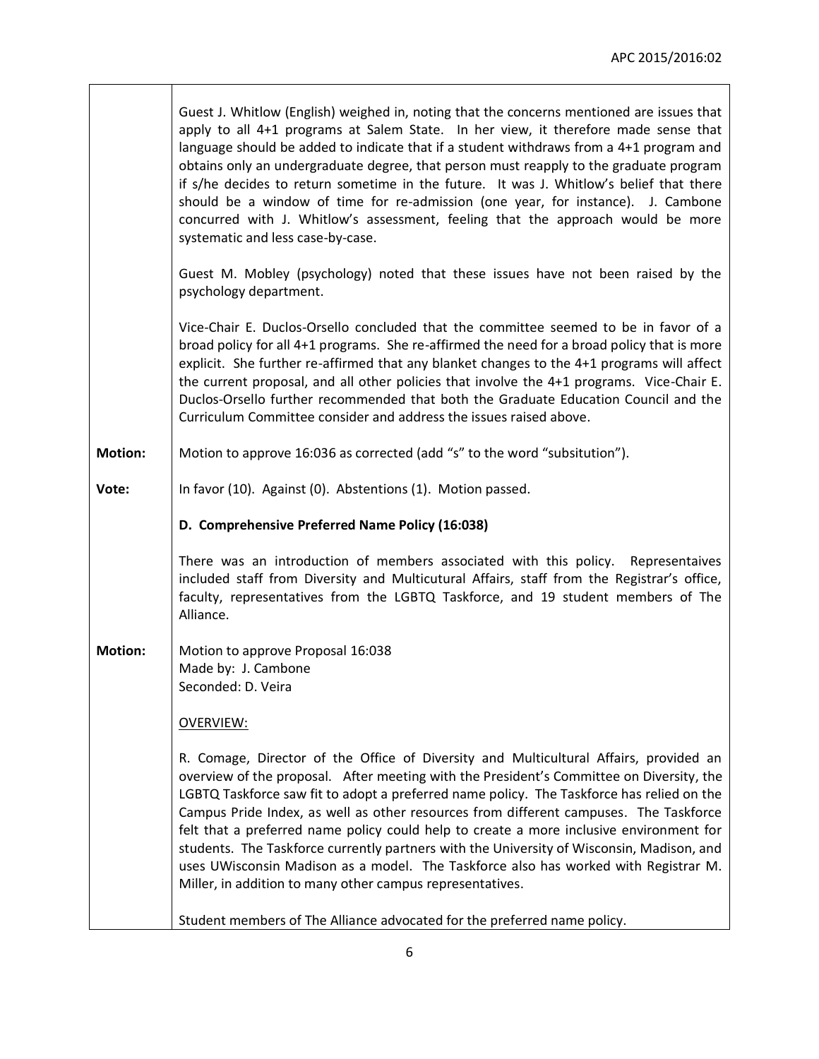Guest J. Whitlow (English) weighed in, noting that the concerns mentioned are issues that apply to all 4+1 programs at Salem State. In her view, it therefore made sense that language should be added to indicate that if a student withdraws from a 4+1 program and obtains only an undergraduate degree, that person must reapply to the graduate program if s/he decides to return sometime in the future. It was J. Whitlow's belief that there should be a window of time for re-admission (one year, for instance). J. Cambone concurred with J. Whitlow's assessment, feeling that the approach would be more systematic and less case-by-case.

Guest M. Mobley (psychology) noted that these issues have not been raised by the psychology department.

Vice-Chair E. Duclos-Orsello concluded that the committee seemed to be in favor of a broad policy for all 4+1 programs. She re-affirmed the need for a broad policy that is more explicit. She further re-affirmed that any blanket changes to the 4+1 programs will affect the current proposal, and all other policies that involve the 4+1 programs. Vice-Chair E. Duclos-Orsello further recommended that both the Graduate Education Council and the Curriculum Committee consider and address the issues raised above.

**Motion:** Motion to approve 16:036 as corrected (add "s" to the word "subsitution").

**Vote:** In favor (10). Against (0). Abstentions (1). Motion passed.

**D. Comprehensive Preferred Name Policy (16:038)**

There was an introduction of members associated with this policy. Representaives included staff from Diversity and Multicutural Affairs, staff from the Registrar's office, faculty, representatives from the LGBTQ Taskforce, and 19 student members of The Alliance.

**Motion:** Motion to approve Proposal 16:038
Made by: J. Cambone
Seconded: D. Veira

OVERVIEW:

R. Comage, Director of the Office of Diversity and Multicultural Affairs, provided an overview of the proposal. After meeting with the President's Committee on Diversity, the LGBTQ Taskforce saw fit to adopt a preferred name policy. The Taskforce has relied on the Campus Pride Index, as well as other resources from different campuses. The Taskforce felt that a preferred name policy could help to create a more inclusive environment for students. The Taskforce currently partners with the University of Wisconsin, Madison, and uses UWisconsin Madison as a model. The Taskforce also has worked with Registrar M. Miller, in addition to many other campus representatives.

Student members of The Alliance advocated for the preferred name policy.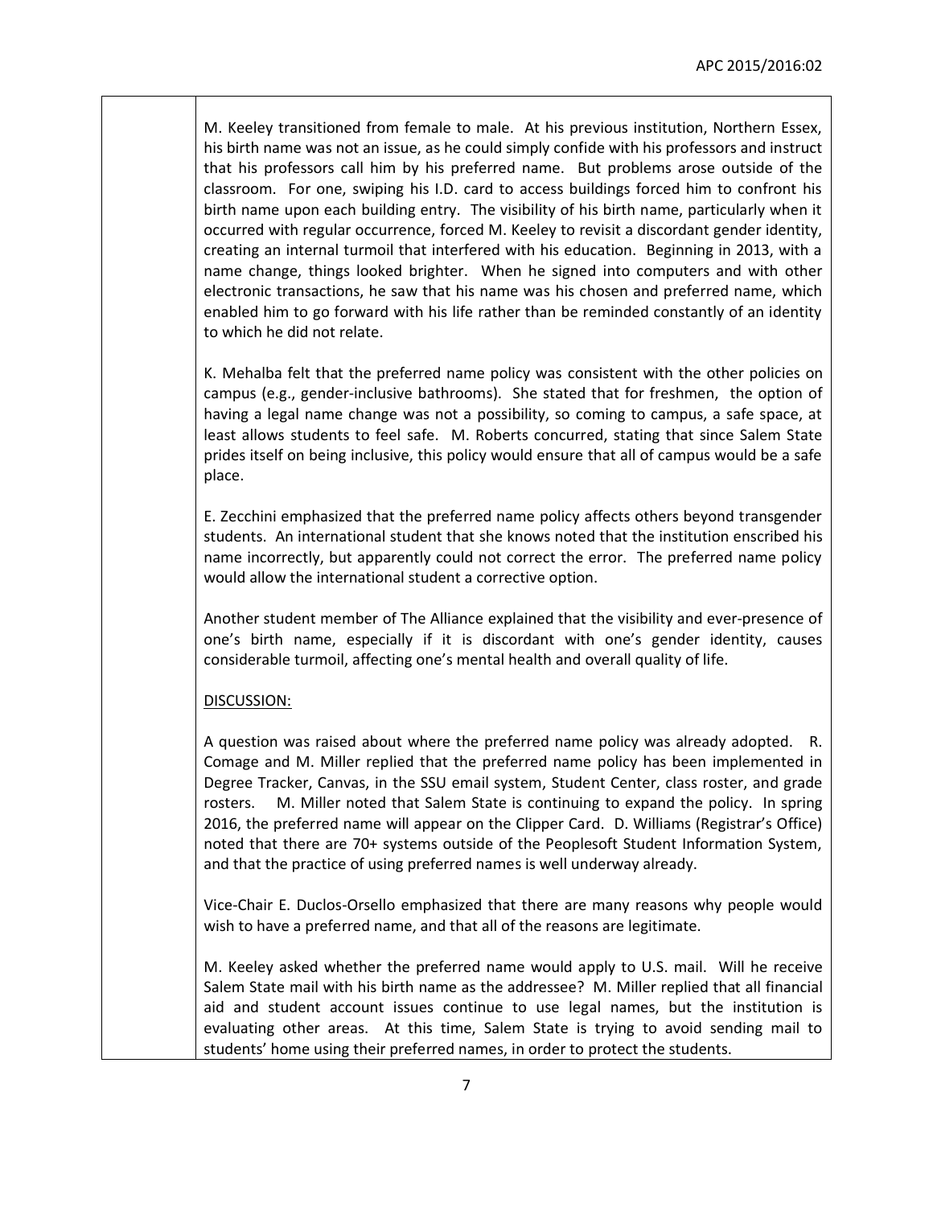M. Keeley transitioned from female to male. At his previous institution, Northern Essex, his birth name was not an issue, as he could simply confide with his professors and instruct that his professors call him by his preferred name. But problems arose outside of the classroom. For one, swiping his I.D. card to access buildings forced him to confront his birth name upon each building entry. The visibility of his birth name, particularly when it occurred with regular occurrence, forced M. Keeley to revisit a discordant gender identity, creating an internal turmoil that interfered with his education. Beginning in 2013, with a name change, things looked brighter. When he signed into computers and with other electronic transactions, he saw that his name was his chosen and preferred name, which enabled him to go forward with his life rather than be reminded constantly of an identity to which he did not relate.

K. Mehalba felt that the preferred name policy was consistent with the other policies on campus (e.g., gender-inclusive bathrooms). She stated that for freshmen, the option of having a legal name change was not a possibility, so coming to campus, a safe space, at least allows students to feel safe. M. Roberts concurred, stating that since Salem State prides itself on being inclusive, this policy would ensure that all of campus would be a safe place.

E. Zecchini emphasized that the preferred name policy affects others beyond transgender students. An international student that she knows noted that the institution enscribed his name incorrectly, but apparently could not correct the error. The preferred name policy would allow the international student a corrective option.

Another student member of The Alliance explained that the visibility and ever-presence of one's birth name, especially if it is discordant with one's gender identity, causes considerable turmoil, affecting one's mental health and overall quality of life.

DISCUSSION:

A question was raised about where the preferred name policy was already adopted. R. Comage and M. Miller replied that the preferred name policy has been implemented in Degree Tracker, Canvas, in the SSU email system, Student Center, class roster, and grade rosters. M. Miller noted that Salem State is continuing to expand the policy. In spring 2016, the preferred name will appear on the Clipper Card. D. Williams (Registrar's Office) noted that there are 70+ systems outside of the Peoplesoft Student Information System, and that the practice of using preferred names is well underway already.

Vice-Chair E. Duclos-Orsello emphasized that there are many reasons why people would wish to have a preferred name, and that all of the reasons are legitimate.

M. Keeley asked whether the preferred name would apply to U.S. mail. Will he receive Salem State mail with his birth name as the addressee? M. Miller replied that all financial aid and student account issues continue to use legal names, but the institution is evaluating other areas. At this time, Salem State is trying to avoid sending mail to students' home using their preferred names, in order to protect the students.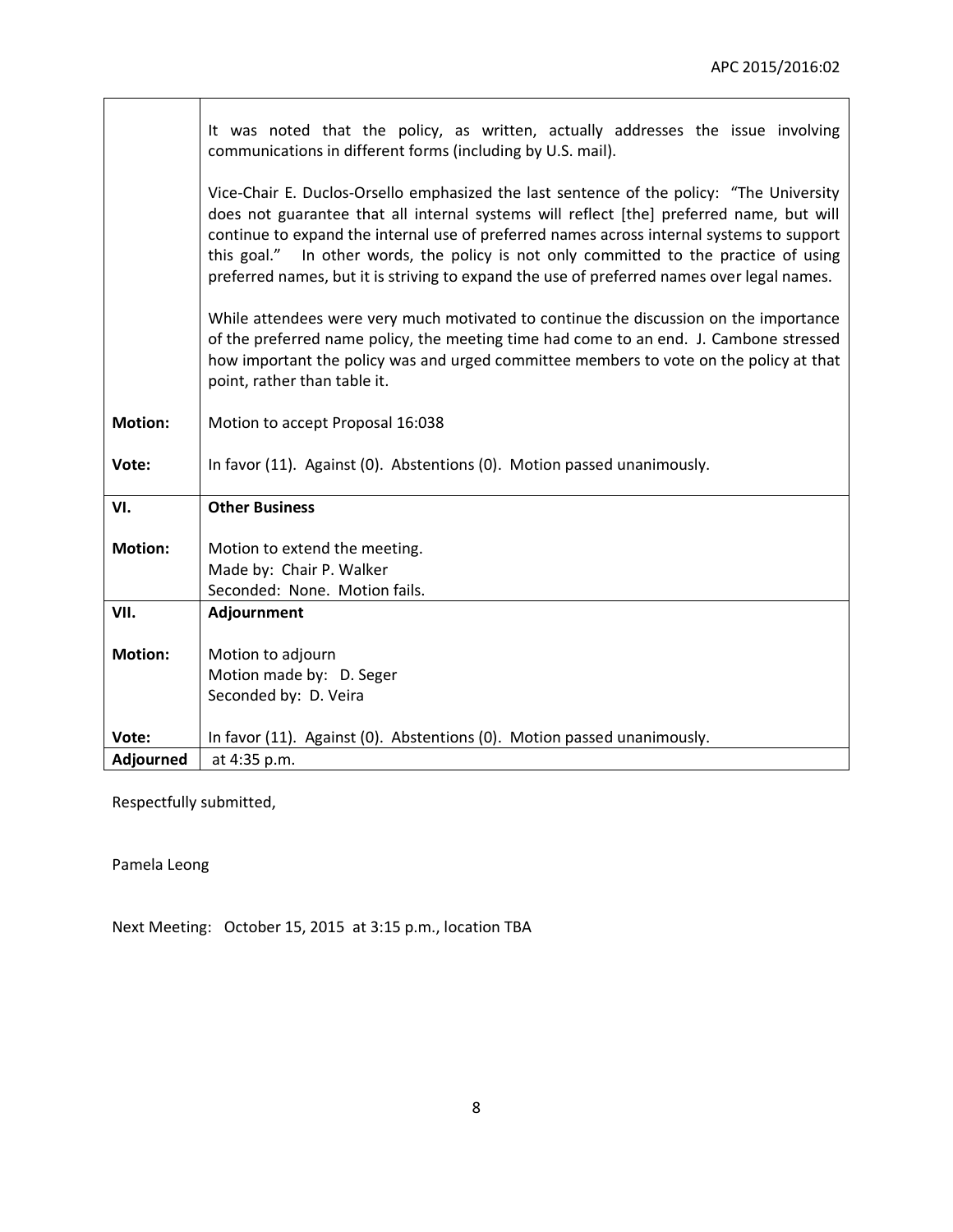| | |
|---|---|
| | It was noted that the policy, as written, actually addresses the issue involving communications in different forms (including by U.S. mail).<br><br>Vice-Chair E. Duclos-Orsello emphasized the last sentence of the policy: "The University does not guarantee that all internal systems will reflect [the] preferred name, but will continue to expand the internal use of preferred names across internal systems to support this goal." In other words, the policy is not only committed to the practice of using preferred names, but it is striving to expand the use of preferred names over legal names.<br><br>While attendees were very much motivated to continue the discussion on the importance of the preferred name policy, the meeting time had come to an end. J. Cambone stressed how important the policy was and urged committee members to vote on the policy at that point, rather than table it. |
| **Motion:** | Motion to accept Proposal 16:038 |
| **Vote:** | In favor (11). Against (0). Abstentions (0). Motion passed unanimously. |
| **VI.** | **Other Business** |
| **Motion:** | Motion to extend the meeting.<br>Made by: Chair P. Walker<br>Seconded: None. Motion fails. |
| **VII.** | **Adjournment** |
| **Motion:** | Motion to adjourn<br>Motion made by: D. Seger<br>Seconded by: D. Veira |
| **Vote:** | In favor (11). Against (0). Abstentions (0). Motion passed unanimously. |
| **Adjourned** | at 4:35 p.m. |

Respectfully submitted,

Pamela Leong

Next Meeting: October 15, 2015 at 3:15 p.m., location TBA